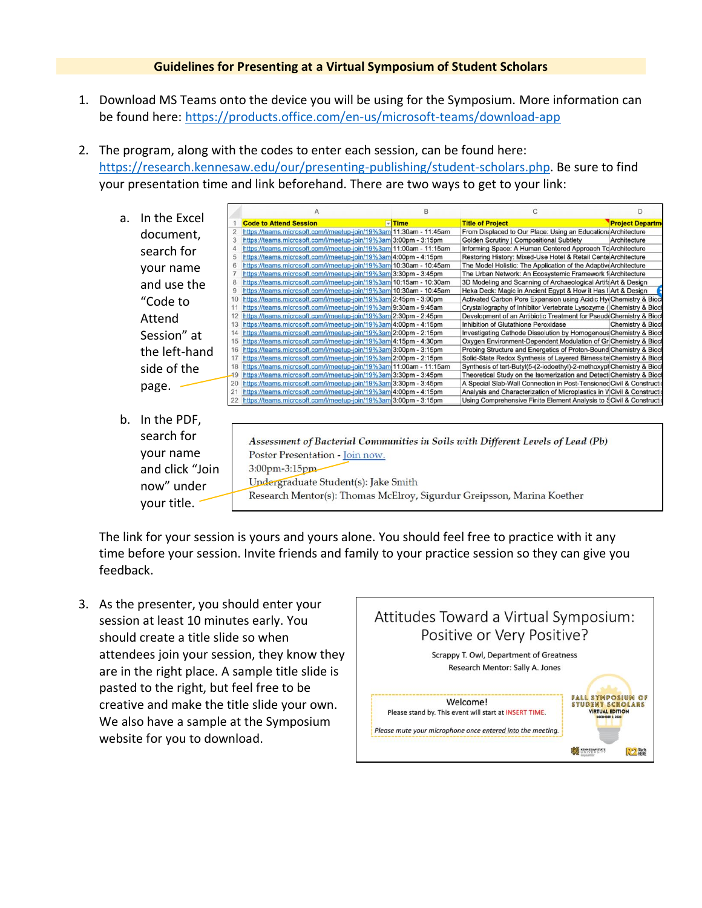**Guidelines for Presenting at a Virtual Symposium of Student Scholars**

1. Download MS Teams onto the device you will be using for the Symposium. More information can be found here: https://products.office.com/en-us/microsoft-teams/download-app

2. The program, along with the codes to enter each session, can be found here: https://research.kennesaw.edu/our/presenting-publishing/student-scholars.php. Be sure to find your presentation time and link beforehand. There are two ways to get to your link:

   a. In the Excel document, search for your name and use the "Code to Attend Session" at the left-hand side of the page.

| | A | B | C | D |
|---|---|---|---|---|
| 1 | Code to Attend Session | Time | Title of Project | Project Departm |
| 2 | https://teams.microsoft.com/l/meetup-join/19%3am | 11:30am - 11:45am | From Displaced to Our Place: Using an Education | Architecture |
| 3 | https://teams.microsoft.com/l/meetup-join/19%3am | 3:00pm - 3:15pm | Golden Scrutiny \| Compositional Subtlety | Architecture |
| 4 | https://teams.microsoft.com/l/meetup-join/19%3am | 11:00am - 11:15am | Informing Space: A Human Centered Approach To | Architecture |
| 5 | https://teams.microsoft.com/l/meetup-join/19%3am | 4:00pm - 4:15pm | Restoring History: Mixed-Use Hotel & Retail Cente | Architecture |
| 6 | https://teams.microsoft.com/l/meetup-join/19%3am | 10:30am - 10:45am | The Model Holistic: The Application of the Adaptive | Architecture |
| 7 | https://teams.microsoft.com/l/meetup-join/19%3am | 3:30pm - 3:45pm | The Urban Network: An Ecosystemic Framework f | Architecture |
| 8 | https://teams.microsoft.com/l/meetup-join/19%3am | 10:15am - 10:30am | 3D Modeling and Scanning of Archaeological Artifa | Art & Design |
| 9 | https://teams.microsoft.com/l/meetup-join/19%3am | 10:30am - 10:45am | Heka Deck: Magic in Ancient Egypt & How it Has I | Art & Design |
| 10 | https://teams.microsoft.com/l/meetup-join/19%3am | 2:45pm - 3:00pm | Activated Carbon Pore Expansion using Acidic Hy | Chemistry & Bioc |
| 11 | https://teams.microsoft.com/l/meetup-join/19%3am | 9:30am - 9:45am | Crystallography of Inhibitor Vertebrate Lysozyme ( | Chemistry & Bioc |
| 12 | https://teams.microsoft.com/l/meetup-join/19%3am | 2:30pm - 2:45pm | Development of an Antibiotic Treatment for Pseud | Chemistry & Bioc |
| 13 | https://teams.microsoft.com/l/meetup-join/19%3am | 4:00pm - 4:15pm | Inhibition of Glutathione Peroxidase | Chemistry & Bioc |
| 14 | https://teams.microsoft.com/l/meetup-join/19%3am | 2:00pm - 2:15pm | Investigating Cathode Dissolution by Homogenous | Chemistry & Bioc |
| 15 | https://teams.microsoft.com/l/meetup-join/19%3am | 4:15pm - 4:30pm | Oxygen Environment-Dependent Modulation of Gr | Chemistry & Bioc |
| 16 | https://teams.microsoft.com/l/meetup-join/19%3am | 3:00pm - 3:15pm | Probing Structure and Energetics of Proton-Bound | Chemistry & Bioc |
| 17 | https://teams.microsoft.com/l/meetup-join/19%3am | 2:00pm - 2:15pm | Solid-State Redox Synthesis of Layered Birnessite | Chemistry & Bioc |
| 18 | https://teams.microsoft.com/l/meetup-join/19%3am | 11:00am - 11:15am | Synthesis of tert-Butyl(5-(2-iodoethyl)-2-methoxyp | Chemistry & Bioc |
| 19 | https://teams.microsoft.com/l/meetup-join/19%3am | 3:30pm - 3:45pm | Theoretical Study on the Isomerization and Detect | Chemistry & Bioc |
| 20 | https://teams.microsoft.com/l/meetup-join/19%3am | 3:30pm - 3:45pm | A Special Slab-Wall Connection in Post-Tensioned | Civil & Constructi |
| 21 | https://teams.microsoft.com/l/meetup-join/19%3am | 4:00pm - 4:15pm | Analysis and Characterization of Microplastics in W | Civil & Constructi |
| 22 | https://teams.microsoft.com/l/meetup-join/19%3am | 3:00pm - 3:15pm | Using Comprehensive Finite Element Analysis to S | Civil & Constructi |

   b. In the PDF, search for your name and click "Join now" under your title.

> *Assessment of Bacterial Communities in Soils with Different Levels of Lead (Pb)*
> Poster Presentation - Join now.
> 3:00pm-3:15pm
> Undergraduate Student(s): Jake Smith
> Research Mentor(s): Thomas McElroy, Sigurdur Greipsson, Marina Koether

The link for your session is yours and yours alone. You should feel free to practice with it any time before your session. Invite friends and family to your practice session so they can give you feedback.

3. As the presenter, you should enter your session at least 10 minutes early. You should create a title slide so when attendees join your session, they know they are in the right place. A sample title slide is pasted to the right, but feel free to be creative and make the title slide your own. We also have a sample at the Symposium website for you to download.

> Attitudes Toward a Virtual Symposium: Positive or Very Positive?
>
> Scrappy T. Owl, Department of Greatness
> Research Mentor: Sally A. Jones
>
> Welcome!
> Please stand by. This event will start at INSERT TIME.
> *Please mute your microphone once entered into the meeting.*
>
> FALL SYMPOSIUM OF STUDENT SCHOLARS
> VIRTUAL EDITION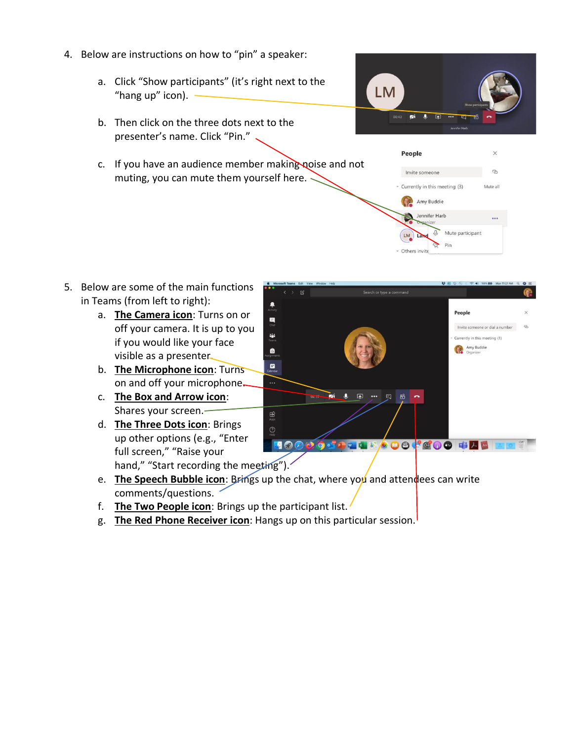4. Below are instructions on how to "pin" a speaker:

    a. Click "Show participants" (it's right next to the "hang up" icon).

    b. Then click on the three dots next to the presenter's name. Click "Pin."

    c. If you have an audience member making noise and not muting, you can mute them yourself here.

5. Below are some of the main functions in Teams (from left to right):

    a. <u>**The Camera icon**</u>: Turns on or off your camera. It is up to you if you would like your face visible as a presenter.

    b. <u>**The Microphone icon**</u>: Turns on and off your microphone.

    c. <u>**The Box and Arrow icon**</u>: Shares your screen.

    d. <u>**The Three Dots icon**</u>: Brings up other options (e.g., "Enter full screen," "Raise your hand," "Start recording the meeting").

    e. <u>**The Speech Bubble icon**</u>: Brings up the chat, where you and attendees can write comments/questions.

    f. <u>**The Two People icon**</u>: Brings up the participant list.

    g. <u>**The Red Phone Receiver icon**</u>: Hangs up on this particular session.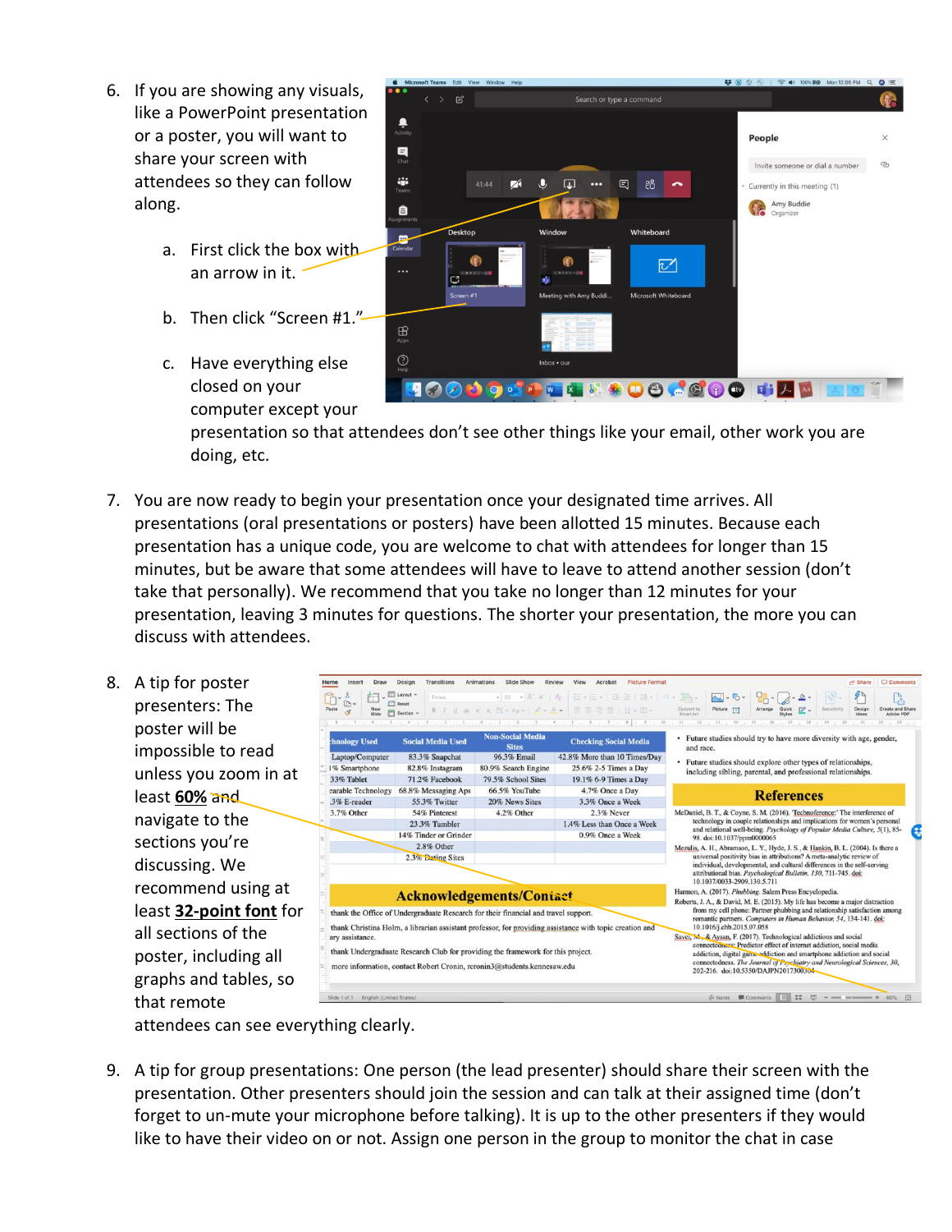6. If you are showing any visuals, like a PowerPoint presentation or a poster, you will want to share your screen with attendees so they can follow along.

   a. First click the box with an arrow in it.

   b. Then click "Screen #1."

   c. Have everything else closed on your computer except your presentation so that attendees don't see other things like your email, other work you are doing, etc.

7. You are now ready to begin your presentation once your designated time arrives. All presentations (oral presentations or posters) have been allotted 15 minutes. Because each presentation has a unique code, you are welcome to chat with attendees for longer than 15 minutes, but be aware that some attendees will have to leave to attend another session (don't take that personally). We recommend that you take no longer than 12 minutes for your presentation, leaving 3 minutes for questions. The shorter your presentation, the more you can discuss with attendees.

8. A tip for poster presenters: The poster will be impossible to read unless you zoom in at least **60%** and navigate to the sections you're discussing. We recommend using at least **32-point font** for all sections of the poster, including all graphs and tables, so that remote attendees can see everything clearly.

9. A tip for group presentations: One person (the lead presenter) should share their screen with the presentation. Other presenters should join the session and can talk at their assigned time (don't forget to un-mute your microphone before talking). It is up to the other presenters if they would like to have their video on or not. Assign one person in the group to monitor the chat in case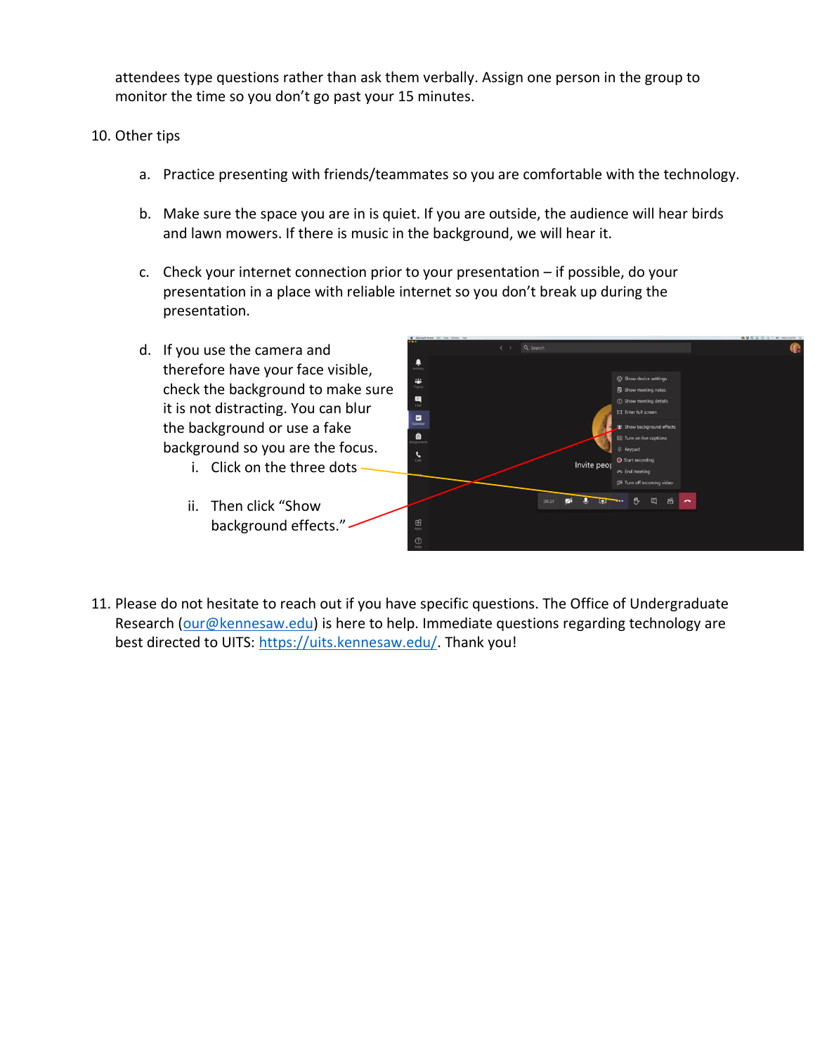attendees type questions rather than ask them verbally. Assign one person in the group to monitor the time so you don't go past your 15 minutes.

10. Other tips

    a. Practice presenting with friends/teammates so you are comfortable with the technology.

    b. Make sure the space you are in is quiet. If you are outside, the audience will hear birds and lawn mowers. If there is music in the background, we will hear it.

    c. Check your internet connection prior to your presentation – if possible, do your presentation in a place with reliable internet so you don't break up during the presentation.

    d. If you use the camera and therefore have your face visible, check the background to make sure it is not distracting. You can blur the background or use a fake background so you are the focus.

        i. Click on the three dots

        ii. Then click "Show background effects."

11. Please do not hesitate to reach out if you have specific questions. The Office of Undergraduate Research ([our@kennesaw.edu](mailto:our@kennesaw.edu)) is here to help. Immediate questions regarding technology are best directed to UITS: [https://uits.kennesaw.edu/](https://uits.kennesaw.edu/). Thank you!